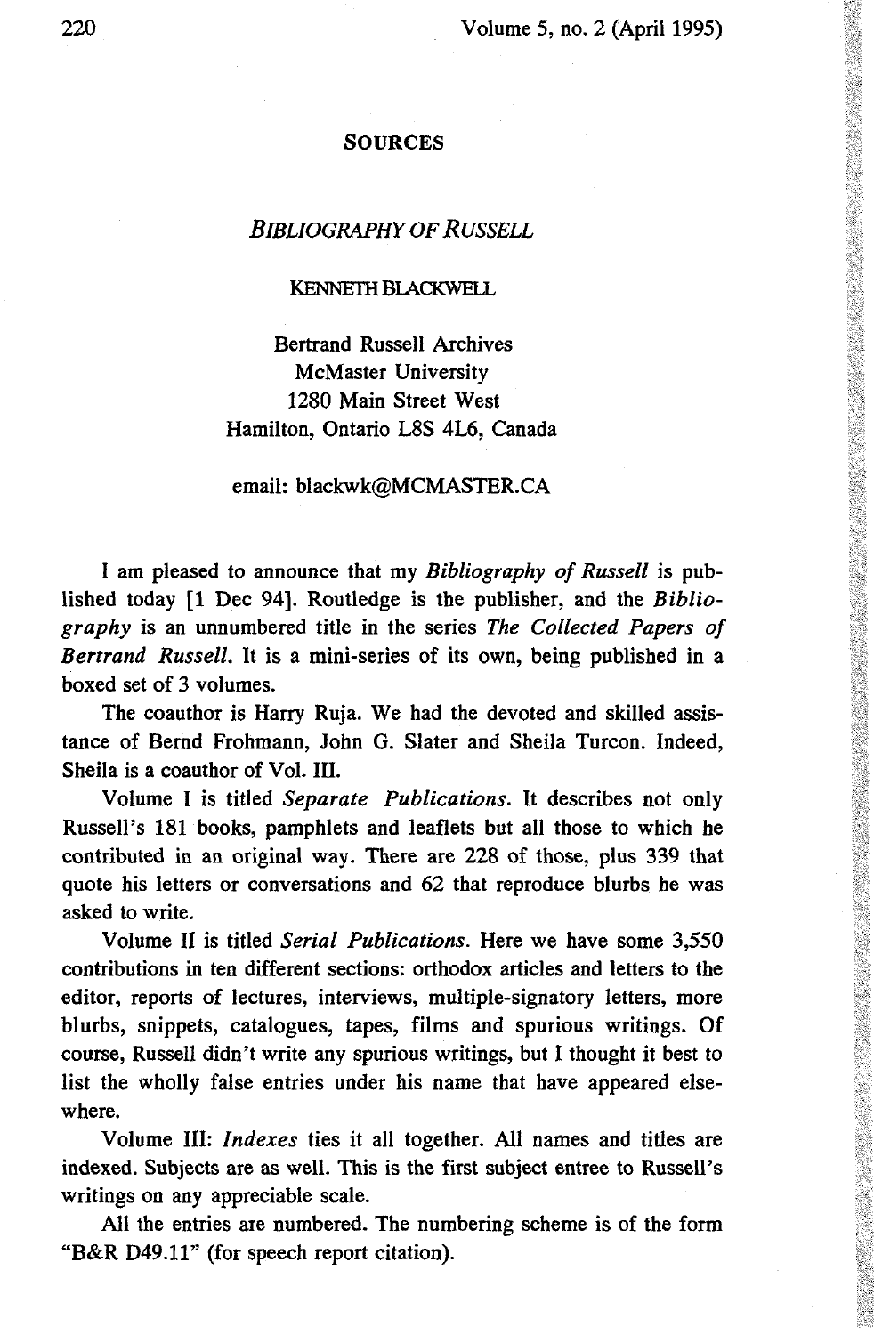## SOURCES

### *BIBLIOGRAPHY OF RUSSELL*

KENNETH BLACKWELL

Bertrand Russell Archives
McMaster University
1280 Main Street West
Hamilton, Ontario L8S 4L6, Canada

email: blackwk@MCMASTER.CA

I am pleased to announce that my *Bibliography of Russell* is published today [1 Dec 94]. Routledge is the publisher, and the *Bibliography* is an unnumbered title in the series *The Collected Papers of Bertrand Russell*. It is a mini-series of its own, being published in a boxed set of 3 volumes.

The coauthor is Harry Ruja. We had the devoted and skilled assistance of Bernd Frohmann, John G. Slater and Sheila Turcon. Indeed, Sheila is a coauthor of Vol. III.

Volume I is titled *Separate Publications*. It describes not only Russell's 181 books, pamphlets and leaflets but all those to which he contributed in an original way. There are 228 of those, plus 339 that quote his letters or conversations and 62 that reproduce blurbs he was asked to write.

Volume II is titled *Serial Publications*. Here we have some 3,550 contributions in ten different sections: orthodox articles and letters to the editor, reports of lectures, interviews, multiple-signatory letters, more blurbs, snippets, catalogues, tapes, films and spurious writings. Of course, Russell didn't write any spurious writings, but I thought it best to list the wholly false entries under his name that have appeared elsewhere.

Volume III: *Indexes* ties it all together. All names and titles are indexed. Subjects are as well. This is the first subject entree to Russell's writings on any appreciable scale.

All the entries are numbered. The numbering scheme is of the form "B&R D49.11" (for speech report citation).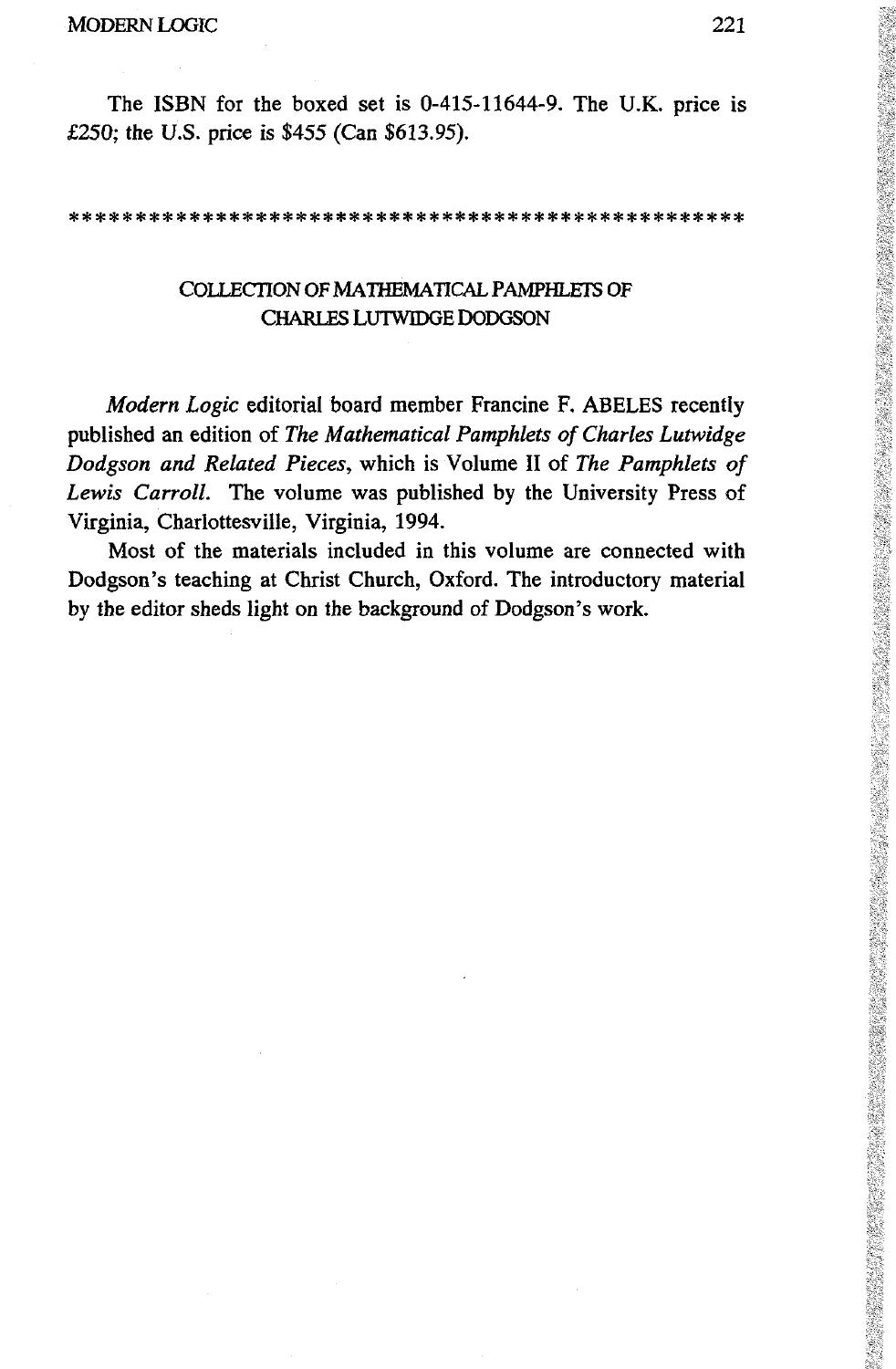The ISBN for the boxed set is 0-415-11644-9. The U.K. price is £250; the U.S. price is $455 (Can $613.95).

\*\*\*\*\*\*\*\*\*\*\*\*\*\*\*\*\*\*\*\*\*\*\*\*\*\*\*\*\*\*\*\*\*\*\*\*\*\*\*\*\*\*\*\*\*\*\*\*\*\*

## COLLECTION OF MATHEMATICAL PAMPHLETS OF CHARLES LUTWIDGE DODGSON

*Modern Logic* editorial board member Francine F. ABELES recently published an edition of *The Mathematical Pamphlets of Charles Lutwidge Dodgson and Related Pieces*, which is Volume II of *The Pamphlets of Lewis Carroll*. The volume was published by the University Press of Virginia, Charlottesville, Virginia, 1994.

Most of the materials included in this volume are connected with Dodgson's teaching at Christ Church, Oxford. The introductory material by the editor sheds light on the background of Dodgson's work.